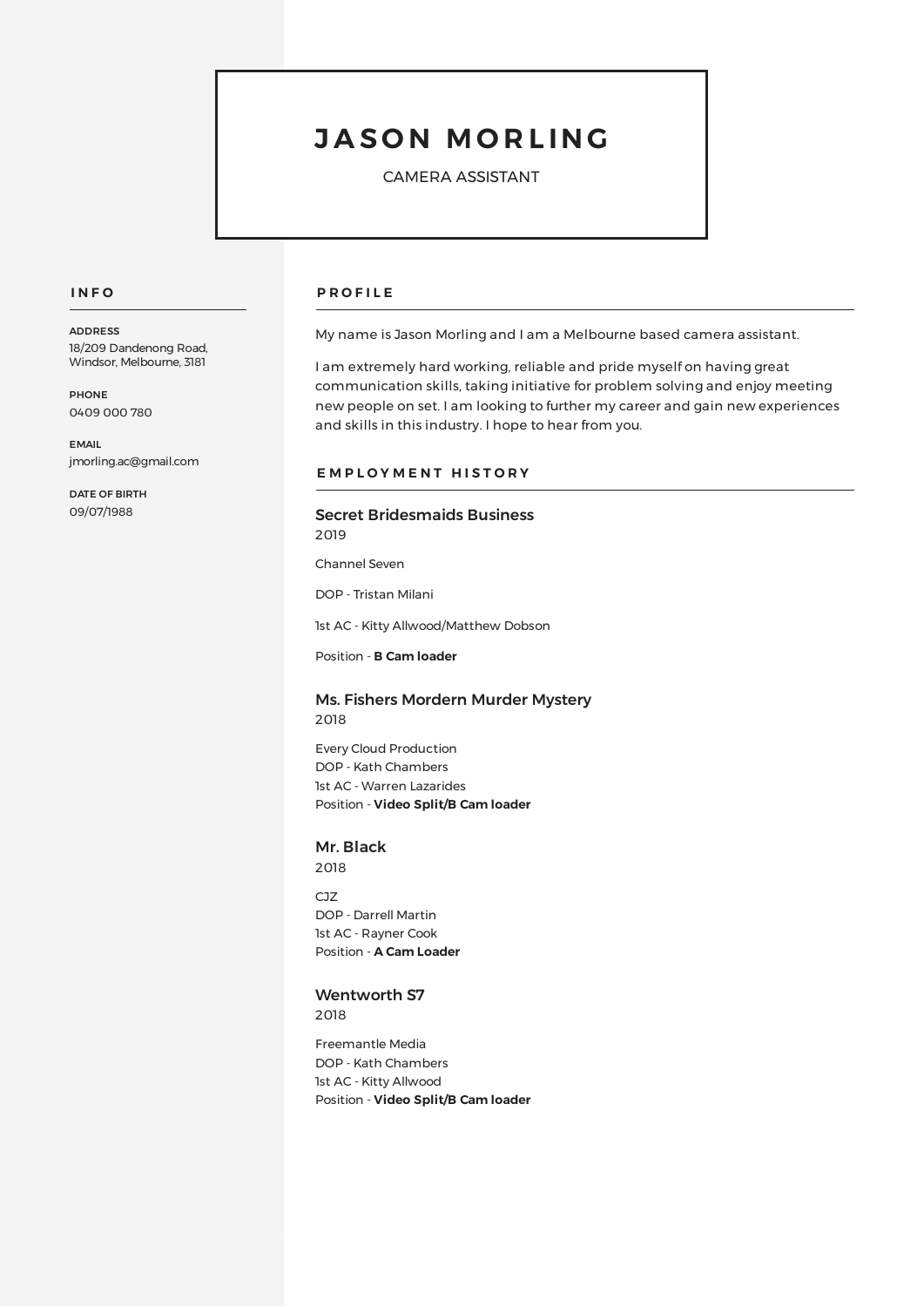# JASON MORLING

CAMERA ASSISTANT

## INFO

**ADDRESS**
18/209 Dandenong Road, Windsor, Melbourne, 3181

**PHONE**
0409 000 780

**EMAIL**
jmorling.ac@gmail.com

**DATE OF BIRTH**
09/07/1988

## PROFILE

My name is Jason Morling and I am a Melbourne based camera assistant.

I am extremely hard working, reliable and pride myself on having great communication skills, taking initiative for problem solving and enjoy meeting new people on set. I am looking to further my career and gain new experiences and skills in this industry. I hope to hear from you.

## EMPLOYMENT HISTORY

### Secret Bridesmaids Business

2019

Channel Seven

DOP - Tristan Milani

1st AC - Kitty Allwood/Matthew Dobson

Position - **B Cam loader**

### Ms. Fishers Mordern Murder Mystery

2018

Every Cloud Production
DOP - Kath Chambers
1st AC - Warren Lazarides
Position - **Video Split/B Cam loader**

### Mr. Black

2018

CJZ
DOP - Darrell Martin
1st AC - Rayner Cook
Position - **A Cam Loader**

### Wentworth S7

2018

Freemantle Media
DOP - Kath Chambers
1st AC - Kitty Allwood
Position - **Video Split/B Cam loader**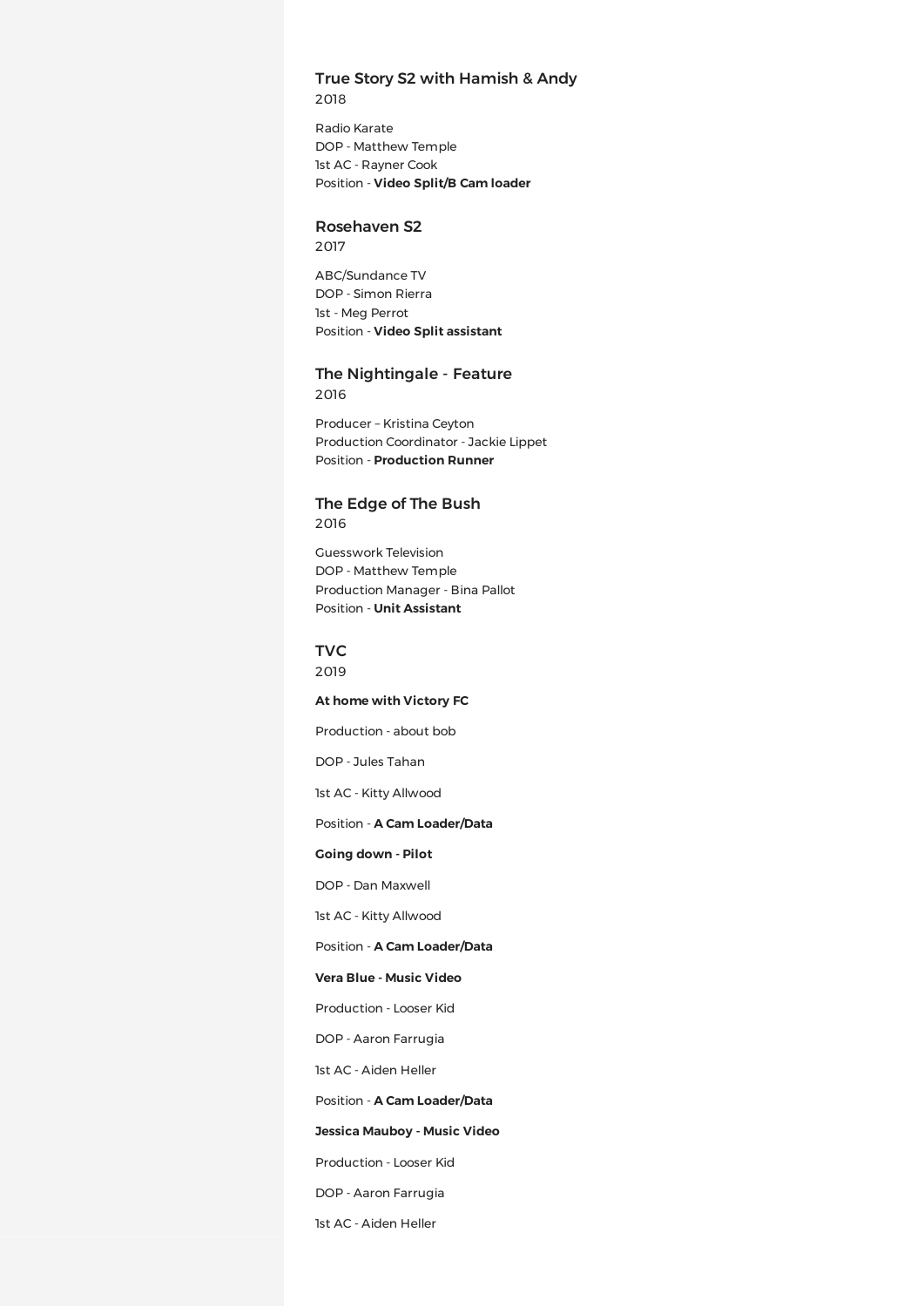### True Story S2 with Hamish & Andy
2018

Radio Karate
DOP - Matthew Temple
1st AC - Rayner Cook
Position - **Video Split/B Cam loader**

### Rosehaven S2
2017

ABC/Sundance TV
DOP - Simon Rierra
1st - Meg Perrot
Position - **Video Split assistant**

### The Nightingale - Feature
2016

Producer – Kristina Ceyton
Production Coordinator - Jackie Lippet
Position - **Production Runner**

### The Edge of The Bush
2016

Guesswork Television
DOP - Matthew Temple
Production Manager - Bina Pallot
Position - **Unit Assistant**

### TVC
2019

**At home with Victory FC**

Production - about bob

DOP - Jules Tahan

1st AC - Kitty Allwood

Position - **A Cam Loader/Data**

**Going down - Pilot**

DOP - Dan Maxwell

1st AC - Kitty Allwood

Position - **A Cam Loader/Data**

**Vera Blue - Music Video**

Production - Looser Kid

DOP - Aaron Farrugia

1st AC - Aiden Heller

Position - **A Cam Loader/Data**

**Jessica Mauboy - Music Video**

Production - Looser Kid

DOP - Aaron Farrugia

1st AC - Aiden Heller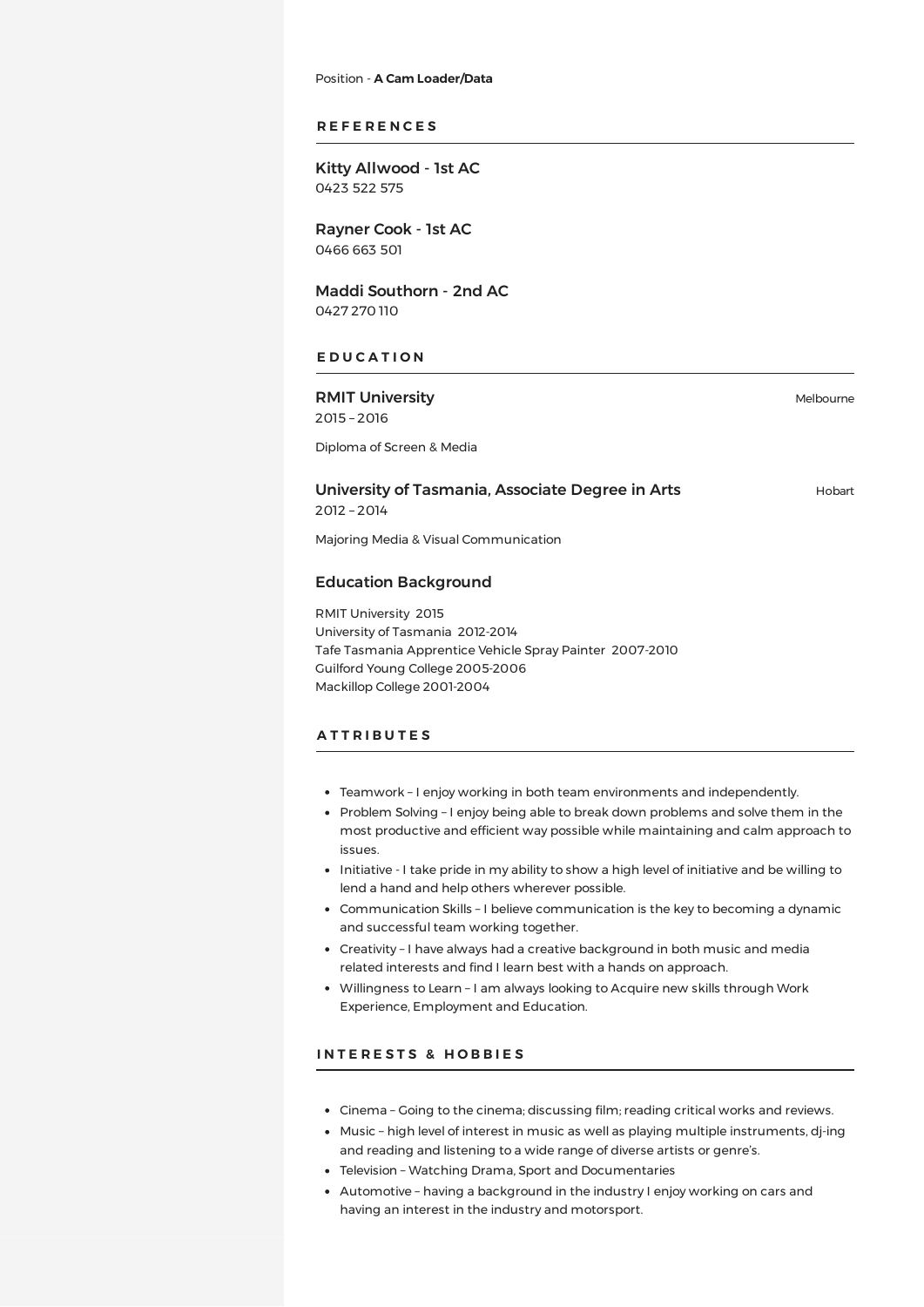Position - **A Cam Loader/Data**

## REFERENCES

### Kitty Allwood - 1st AC
0423 522 575

### Rayner Cook - 1st AC
0466 663 501

### Maddi Southorn - 2nd AC
0427 270 110

## EDUCATION

### RMIT University
Melbourne

2015 – 2016

Diploma of Screen & Media

### University of Tasmania, Associate Degree in Arts
Hobart

2012 – 2014

Majoring Media & Visual Communication

### Education Background

RMIT University 2015
University of Tasmania 2012-2014
Tafe Tasmania Apprentice Vehicle Spray Painter 2007-2010
Guilford Young College 2005-2006
Mackillop College 2001-2004

## ATTRIBUTES

- Teamwork – I enjoy working in both team environments and independently.
- Problem Solving – I enjoy being able to break down problems and solve them in the most productive and efficient way possible while maintaining and calm approach to issues.
- Initiative - I take pride in my ability to show a high level of initiative and be willing to lend a hand and help others wherever possible.
- Communication Skills – I believe communication is the key to becoming a dynamic and successful team working together.
- Creativity – I have always had a creative background in both music and media related interests and find I learn best with a hands on approach.
- Willingness to Learn – I am always looking to Acquire new skills through Work Experience, Employment and Education.

## INTERESTS & HOBBIES

- Cinema – Going to the cinema; discussing film; reading critical works and reviews.
- Music – high level of interest in music as well as playing multiple instruments, dj-ing and reading and listening to a wide range of diverse artists or genre's.
- Television – Watching Drama, Sport and Documentaries
- Automotive – having a background in the industry I enjoy working on cars and having an interest in the industry and motorsport.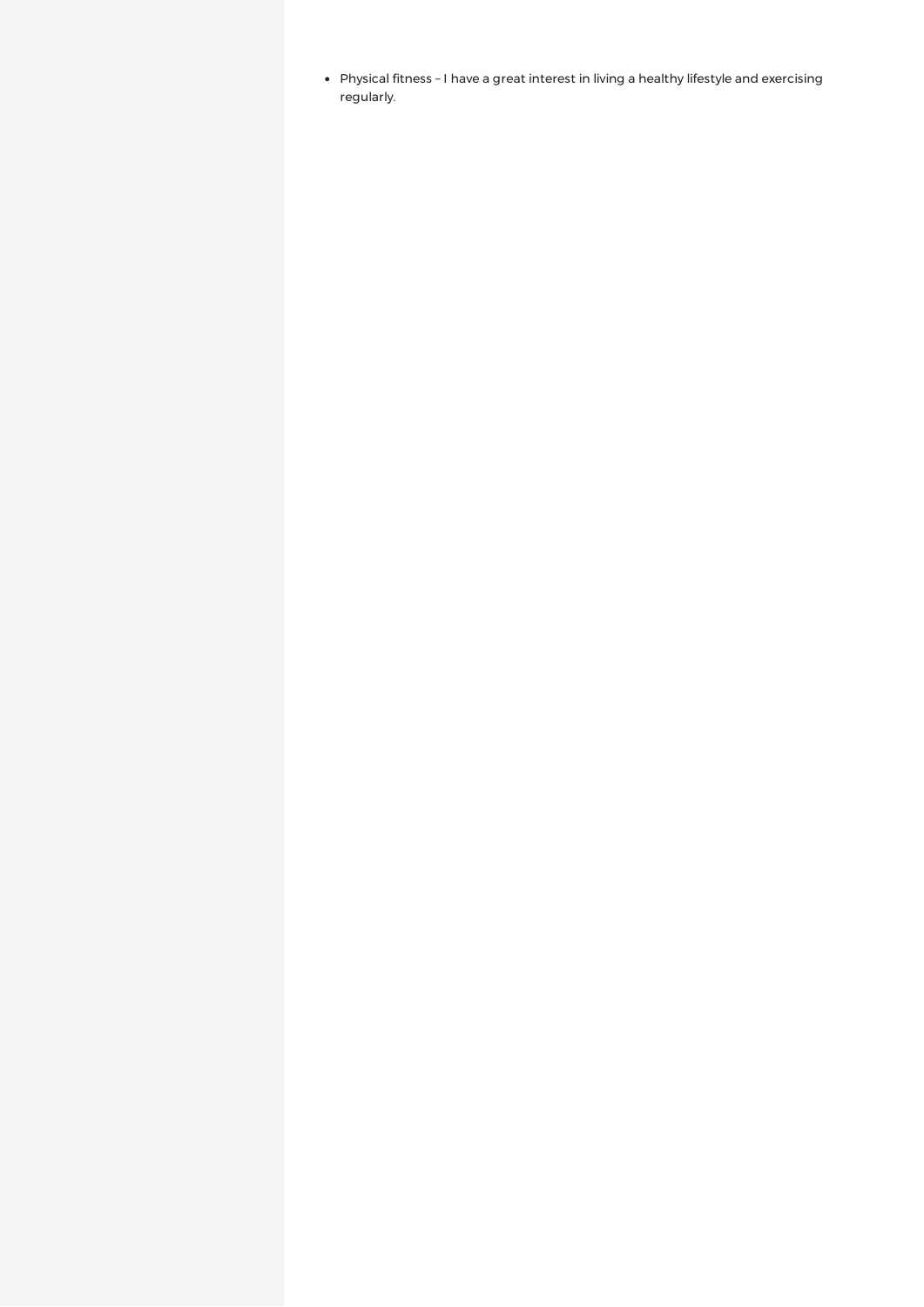- Physical fitness – I have a great interest in living a healthy lifestyle and exercising regularly.